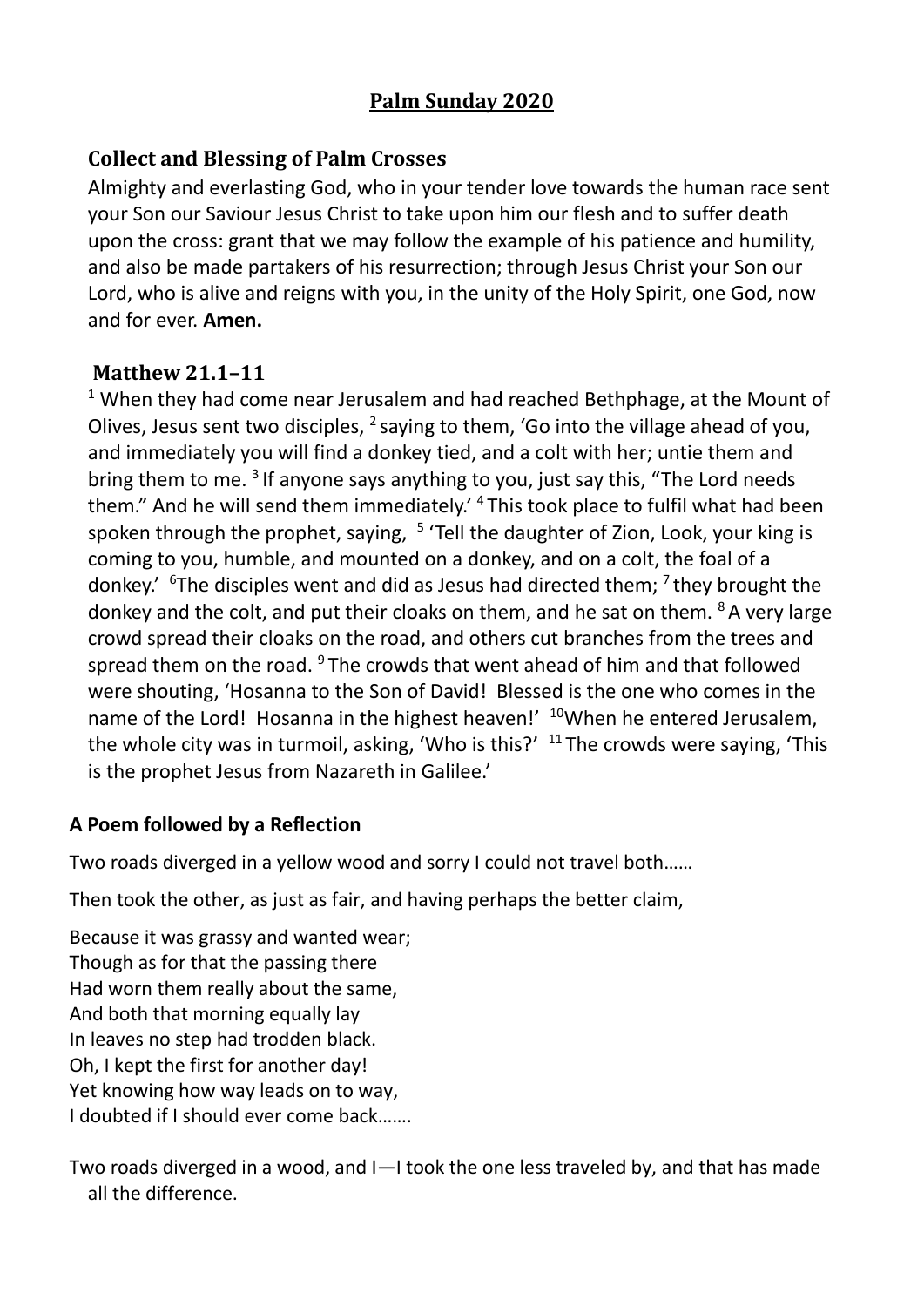# Palm Sunday 2020

## Collect and Blessing of Palm Crosses

Almighty and everlasting God, who in your tender love towards the human race sent your Son our Saviour Jesus Christ to take upon him our flesh and to suffer death upon the cross: grant that we may follow the example of his patience and humility, and also be made partakers of his resurrection; through Jesus Christ your Son our Lord, who is alive and reigns with you, in the unity of the Holy Spirit, one God, now and for ever. **Amen.**

## Matthew 21.1–11

[1] When they had come near Jerusalem and had reached Bethphage, at the Mount of Olives, Jesus sent two disciples, [2] saying to them, 'Go into the village ahead of you, and immediately you will find a donkey tied, and a colt with her; untie them and bring them to me. [3] If anyone says anything to you, just say this, "The Lord needs them." And he will send them immediately.' [4] This took place to fulfil what had been spoken through the prophet, saying, [5] 'Tell the daughter of Zion, Look, your king is coming to you, humble, and mounted on a donkey, and on a colt, the foal of a donkey.' [6] The disciples went and did as Jesus had directed them; [7] they brought the donkey and the colt, and put their cloaks on them, and he sat on them. [8] A very large crowd spread their cloaks on the road, and others cut branches from the trees and spread them on the road. [9] The crowds that went ahead of him and that followed were shouting, 'Hosanna to the Son of David! Blessed is the one who comes in the name of the Lord! Hosanna in the highest heaven!' [10] When he entered Jerusalem, the whole city was in turmoil, asking, 'Who is this?' [11] The crowds were saying, 'This is the prophet Jesus from Nazareth in Galilee.'

### A Poem followed by a Reflection

Two roads diverged in a yellow wood and sorry I could not travel both……

Then took the other, as just as fair, and having perhaps the better claim,

Because it was grassy and wanted wear;
Though as for that the passing there
Had worn them really about the same,
And both that morning equally lay
In leaves no step had trodden black.
Oh, I kept the first for another day!
Yet knowing how way leads on to way,
I doubted if I should ever come back…….

Two roads diverged in a wood, and I—I took the one less traveled by, and that has made all the difference.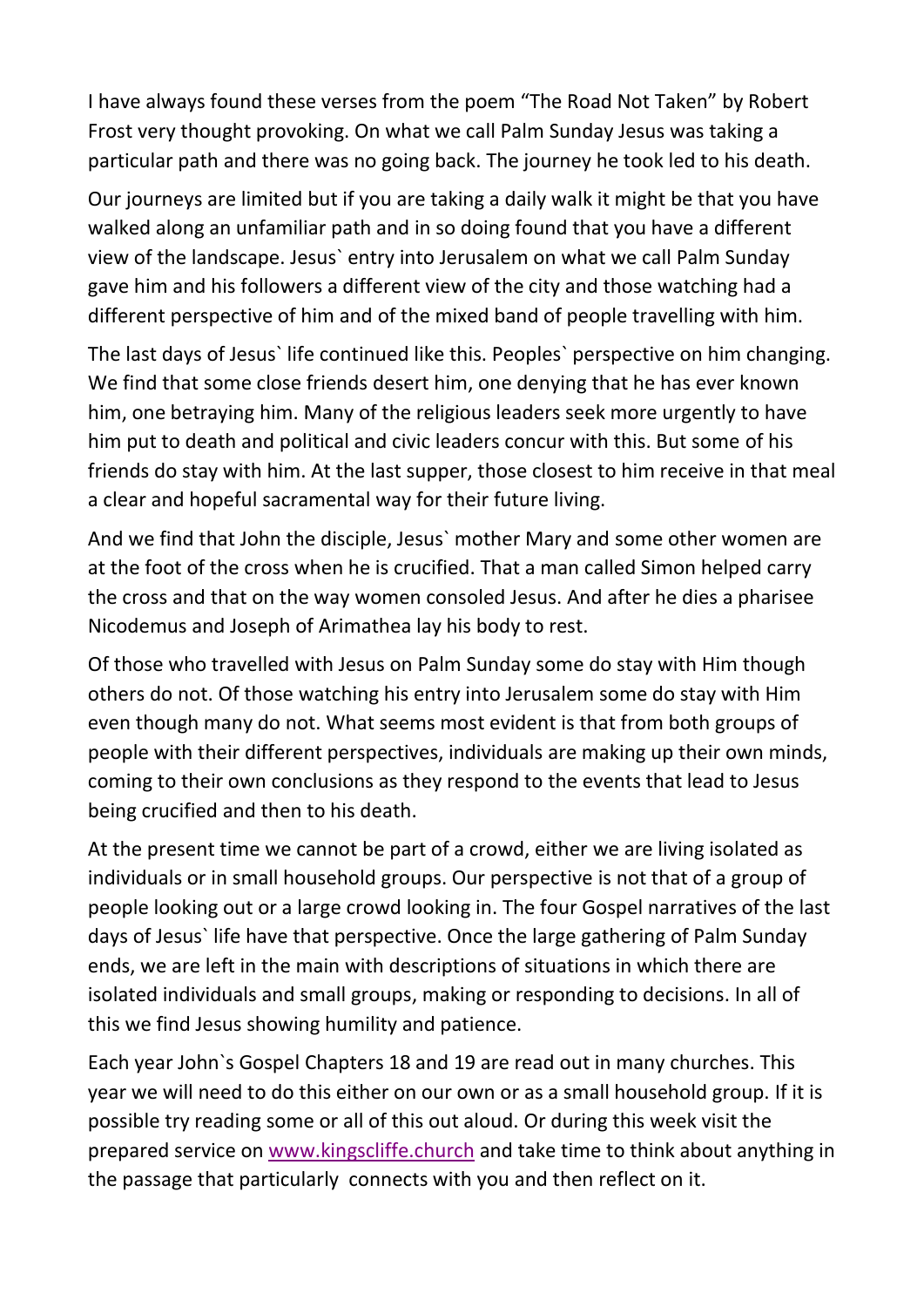I have always found these verses from the poem "The Road Not Taken" by Robert Frost very thought provoking. On what we call Palm Sunday Jesus was taking a particular path and there was no going back. The journey he took led to his death.

Our journeys are limited but if you are taking a daily walk it might be that you have walked along an unfamiliar path and in so doing found that you have a different view of the landscape. Jesus` entry into Jerusalem on what we call Palm Sunday gave him and his followers a different view of the city and those watching had a different perspective of him and of the mixed band of people travelling with him.

The last days of Jesus` life continued like this. Peoples` perspective on him changing. We find that some close friends desert him, one denying that he has ever known him, one betraying him. Many of the religious leaders seek more urgently to have him put to death and political and civic leaders concur with this. But some of his friends do stay with him. At the last supper, those closest to him receive in that meal a clear and hopeful sacramental way for their future living.

And we find that John the disciple, Jesus` mother Mary and some other women are at the foot of the cross when he is crucified. That a man called Simon helped carry the cross and that on the way women consoled Jesus. And after he dies a pharisee Nicodemus and Joseph of Arimathea lay his body to rest.

Of those who travelled with Jesus on Palm Sunday some do stay with Him though others do not. Of those watching his entry into Jerusalem some do stay with Him even though many do not. What seems most evident is that from both groups of people with their different perspectives, individuals are making up their own minds, coming to their own conclusions as they respond to the events that lead to Jesus being crucified and then to his death.

At the present time we cannot be part of a crowd, either we are living isolated as individuals or in small household groups. Our perspective is not that of a group of people looking out or a large crowd looking in. The four Gospel narratives of the last days of Jesus` life have that perspective. Once the large gathering of Palm Sunday ends, we are left in the main with descriptions of situations in which there are isolated individuals and small groups, making or responding to decisions. In all of this we find Jesus showing humility and patience.

Each year John`s Gospel Chapters 18 and 19 are read out in many churches. This year we will need to do this either on our own or as a small household group. If it is possible try reading some or all of this out aloud. Or during this week visit the prepared service on [www.kingscliffe.church](http://www.kingscliffe.church) and take time to think about anything in the passage that particularly connects with you and then reflect on it.